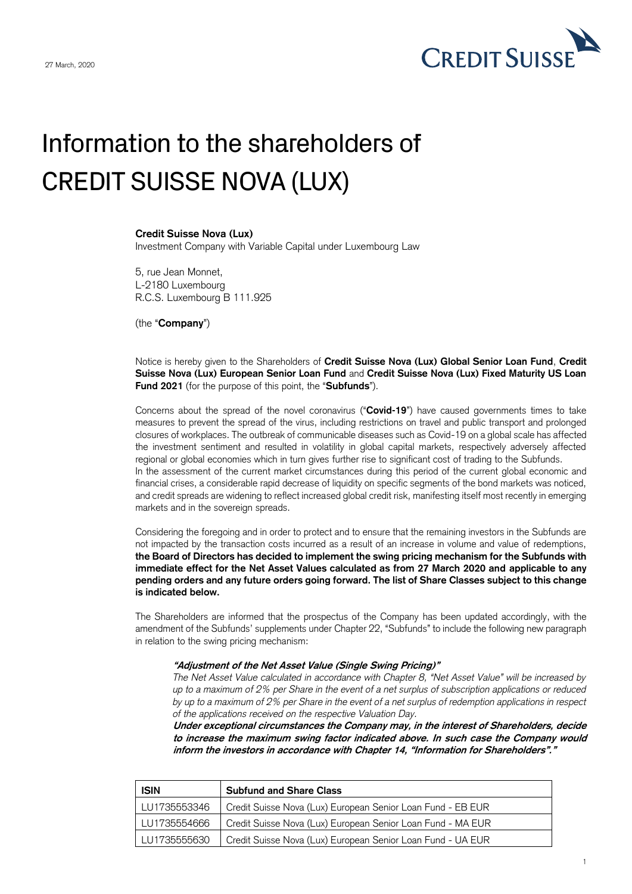27 March, 2020

# Information to the shareholders of CREDIT SUISSE NOVA (LUX)

**Credit Suisse Nova (Lux)**
Investment Company with Variable Capital under Luxembourg Law

5, rue Jean Monnet,
L-2180 Luxembourg
R.C.S. Luxembourg B 111.925

(the "**Company**")

Notice is hereby given to the Shareholders of **Credit Suisse Nova (Lux) Global Senior Loan Fund**, **Credit Suisse Nova (Lux) European Senior Loan Fund** and **Credit Suisse Nova (Lux) Fixed Maturity US Loan Fund 2021** (for the purpose of this point, the "**Subfunds**").

Concerns about the spread of the novel coronavirus ("**Covid-19**") have caused governments times to take measures to prevent the spread of the virus, including restrictions on travel and public transport and prolonged closures of workplaces. The outbreak of communicable diseases such as Covid-19 on a global scale has affected the investment sentiment and resulted in volatility in global capital markets, respectively adversely affected regional or global economies which in turn gives further rise to significant cost of trading to the Subfunds.
In the assessment of the current market circumstances during this period of the current global economic and financial crises, a considerable rapid decrease of liquidity on specific segments of the bond markets was noticed, and credit spreads are widening to reflect increased global credit risk, manifesting itself most recently in emerging markets and in the sovereign spreads.

Considering the foregoing and in order to protect and to ensure that the remaining investors in the Subfunds are not impacted by the transaction costs incurred as a result of an increase in volume and value of redemptions, **the Board of Directors has decided to implement the swing pricing mechanism for the Subfunds with immediate effect for the Net Asset Values calculated as from 27 March 2020 and applicable to any pending orders and any future orders going forward. The list of Share Classes subject to this change is indicated below.**

The Shareholders are informed that the prospectus of the Company has been updated accordingly, with the amendment of the Subfunds' supplements under Chapter 22, "Subfunds" to include the following new paragraph in relation to the swing pricing mechanism:

> ***"Adjustment of the Net Asset Value (Single Swing Pricing)"***
> *The Net Asset Value calculated in accordance with Chapter 8, "Net Asset Value" will be increased by up to a maximum of 2% per Share in the event of a net surplus of subscription applications or reduced by up to a maximum of 2% per Share in the event of a net surplus of redemption applications in respect of the applications received on the respective Valuation Day.*
> ***Under exceptional circumstances the Company may, in the interest of Shareholders, decide to increase the maximum swing factor indicated above. In such case the Company would inform the investors in accordance with Chapter 14, "Information for Shareholders"."***

| ISIN | Subfund and Share Class |
|---|---|
| LU1735553346 | Credit Suisse Nova (Lux) European Senior Loan Fund - EB EUR |
| LU1735554666 | Credit Suisse Nova (Lux) European Senior Loan Fund - MA EUR |
| LU1735555630 | Credit Suisse Nova (Lux) European Senior Loan Fund - UA EUR |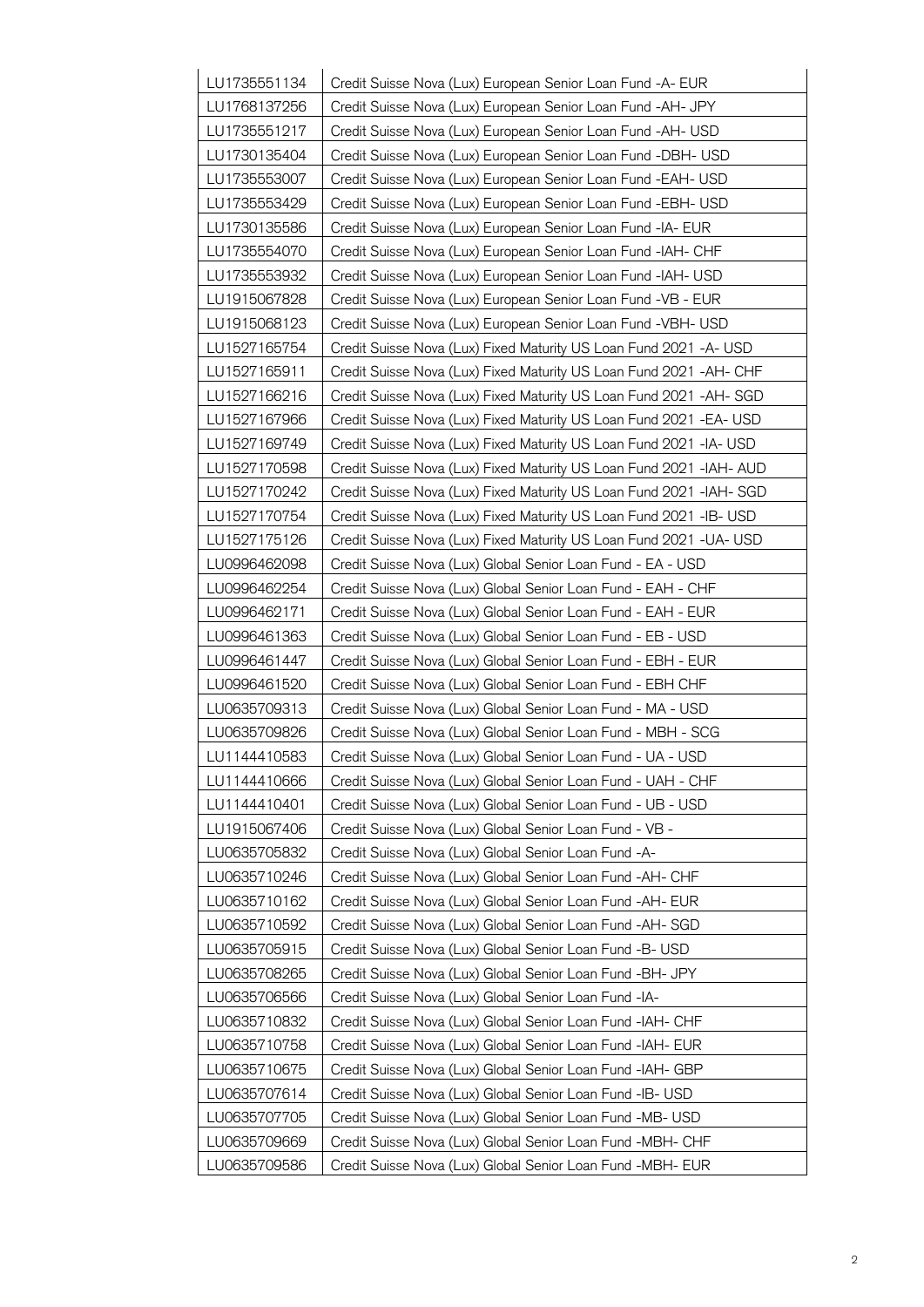| | |
|---|---|
| LU1735551134 | Credit Suisse Nova (Lux) European Senior Loan Fund -A- EUR |
| LU1768137256 | Credit Suisse Nova (Lux) European Senior Loan Fund -AH- JPY |
| LU1735551217 | Credit Suisse Nova (Lux) European Senior Loan Fund -AH- USD |
| LU1730135404 | Credit Suisse Nova (Lux) European Senior Loan Fund -DBH- USD |
| LU1735553007 | Credit Suisse Nova (Lux) European Senior Loan Fund -EAH- USD |
| LU1735553429 | Credit Suisse Nova (Lux) European Senior Loan Fund -EBH- USD |
| LU1730135586 | Credit Suisse Nova (Lux) European Senior Loan Fund -IA- EUR |
| LU1735554070 | Credit Suisse Nova (Lux) European Senior Loan Fund -IAH- CHF |
| LU1735553932 | Credit Suisse Nova (Lux) European Senior Loan Fund -IAH- USD |
| LU1915067828 | Credit Suisse Nova (Lux) European Senior Loan Fund -VB - EUR |
| LU1915068123 | Credit Suisse Nova (Lux) European Senior Loan Fund -VBH- USD |
| LU1527165754 | Credit Suisse Nova (Lux) Fixed Maturity US Loan Fund 2021 -A- USD |
| LU1527165911 | Credit Suisse Nova (Lux) Fixed Maturity US Loan Fund 2021 -AH- CHF |
| LU1527166216 | Credit Suisse Nova (Lux) Fixed Maturity US Loan Fund 2021 -AH- SGD |
| LU1527167966 | Credit Suisse Nova (Lux) Fixed Maturity US Loan Fund 2021 -EA- USD |
| LU1527169749 | Credit Suisse Nova (Lux) Fixed Maturity US Loan Fund 2021 -IA- USD |
| LU1527170598 | Credit Suisse Nova (Lux) Fixed Maturity US Loan Fund 2021 -IAH- AUD |
| LU1527170242 | Credit Suisse Nova (Lux) Fixed Maturity US Loan Fund 2021 -IAH- SGD |
| LU1527170754 | Credit Suisse Nova (Lux) Fixed Maturity US Loan Fund 2021 -IB- USD |
| LU1527175126 | Credit Suisse Nova (Lux) Fixed Maturity US Loan Fund 2021 -UA- USD |
| LU0996462098 | Credit Suisse Nova (Lux) Global Senior Loan Fund - EA - USD |
| LU0996462254 | Credit Suisse Nova (Lux) Global Senior Loan Fund - EAH - CHF |
| LU0996462171 | Credit Suisse Nova (Lux) Global Senior Loan Fund - EAH - EUR |
| LU0996461363 | Credit Suisse Nova (Lux) Global Senior Loan Fund - EB - USD |
| LU0996461447 | Credit Suisse Nova (Lux) Global Senior Loan Fund - EBH - EUR |
| LU0996461520 | Credit Suisse Nova (Lux) Global Senior Loan Fund - EBH CHF |
| LU0635709313 | Credit Suisse Nova (Lux) Global Senior Loan Fund - MA - USD |
| LU0635709826 | Credit Suisse Nova (Lux) Global Senior Loan Fund - MBH - SCG |
| LU1144410583 | Credit Suisse Nova (Lux) Global Senior Loan Fund - UA - USD |
| LU1144410666 | Credit Suisse Nova (Lux) Global Senior Loan Fund - UAH - CHF |
| LU1144410401 | Credit Suisse Nova (Lux) Global Senior Loan Fund - UB - USD |
| LU1915067406 | Credit Suisse Nova (Lux) Global Senior Loan Fund - VB - |
| LU0635705832 | Credit Suisse Nova (Lux) Global Senior Loan Fund -A- |
| LU0635710246 | Credit Suisse Nova (Lux) Global Senior Loan Fund -AH- CHF |
| LU0635710162 | Credit Suisse Nova (Lux) Global Senior Loan Fund -AH- EUR |
| LU0635710592 | Credit Suisse Nova (Lux) Global Senior Loan Fund -AH- SGD |
| LU0635705915 | Credit Suisse Nova (Lux) Global Senior Loan Fund -B- USD |
| LU0635708265 | Credit Suisse Nova (Lux) Global Senior Loan Fund -BH- JPY |
| LU0635706566 | Credit Suisse Nova (Lux) Global Senior Loan Fund -IA- |
| LU0635710832 | Credit Suisse Nova (Lux) Global Senior Loan Fund -IAH- CHF |
| LU0635710758 | Credit Suisse Nova (Lux) Global Senior Loan Fund -IAH- EUR |
| LU0635710675 | Credit Suisse Nova (Lux) Global Senior Loan Fund -IAH- GBP |
| LU0635707614 | Credit Suisse Nova (Lux) Global Senior Loan Fund -IB- USD |
| LU0635707705 | Credit Suisse Nova (Lux) Global Senior Loan Fund -MB- USD |
| LU0635709669 | Credit Suisse Nova (Lux) Global Senior Loan Fund -MBH- CHF |
| LU0635709586 | Credit Suisse Nova (Lux) Global Senior Loan Fund -MBH- EUR |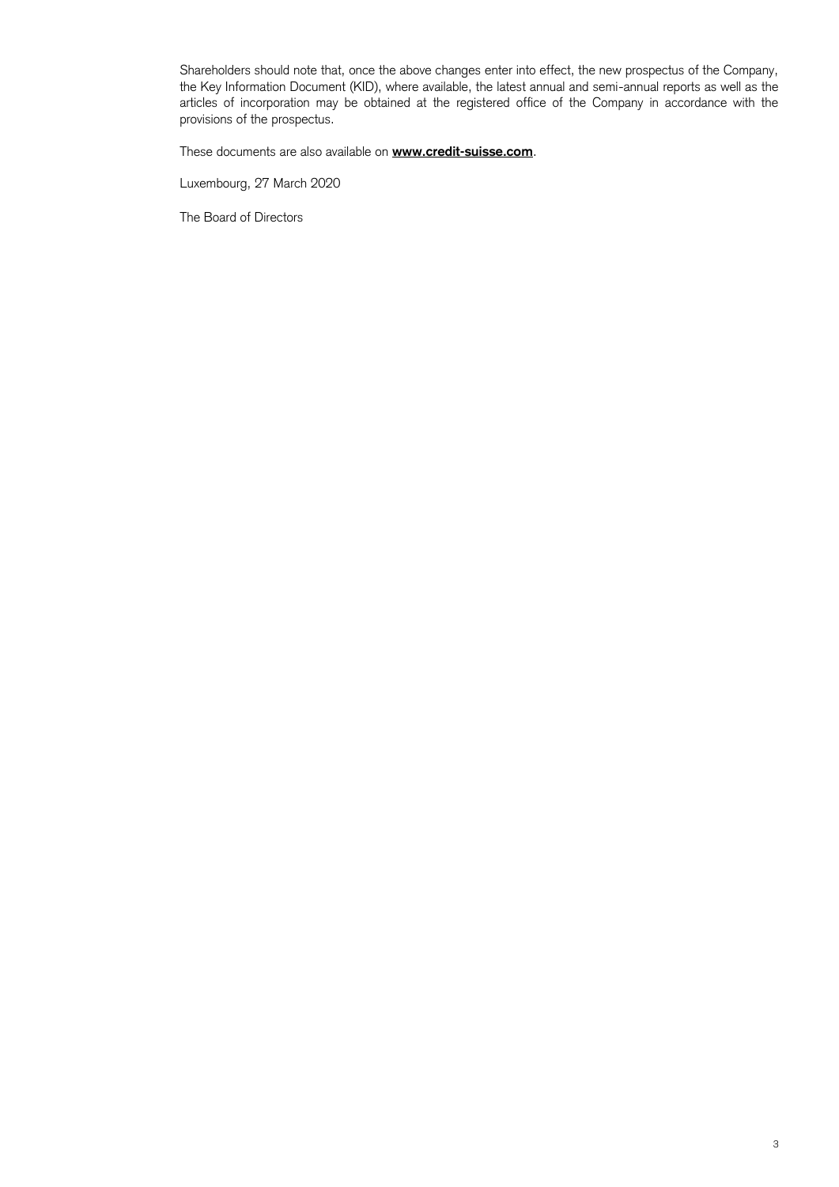Shareholders should note that, once the above changes enter into effect, the new prospectus of the Company, the Key Information Document (KID), where available, the latest annual and semi-annual reports as well as the articles of incorporation may be obtained at the registered office of the Company in accordance with the provisions of the prospectus.

These documents are also available on **www.credit-suisse.com**.

Luxembourg, 27 March 2020

The Board of Directors